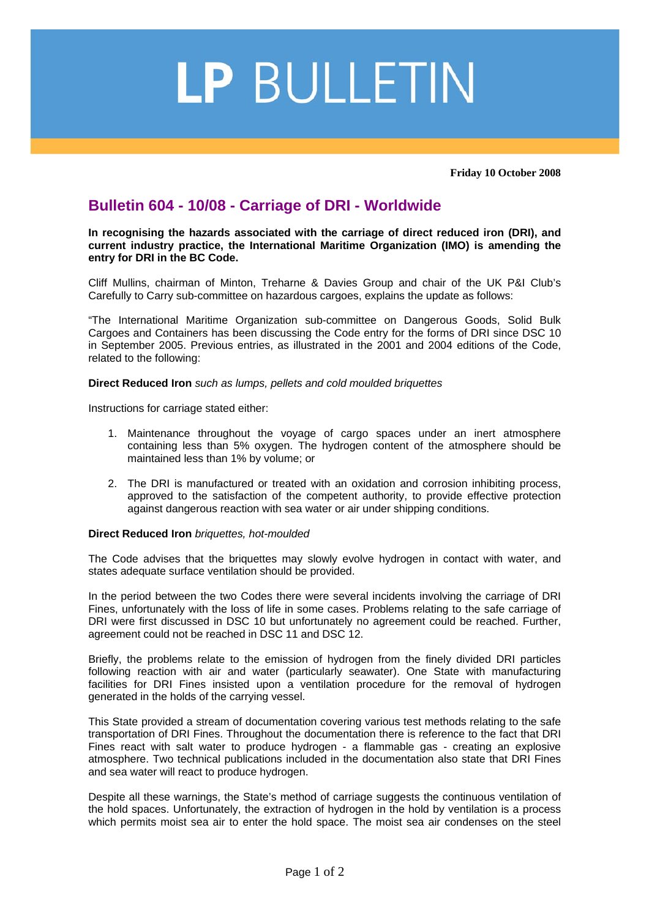# LP BULLETIN

**Friday 10 October 2008**

## Bulletin 604 - 10/08 - Carriage of DRI - Worldwide

**In recognising the hazards associated with the carriage of direct reduced iron (DRI), and current industry practice, the International Maritime Organization (IMO) is amending the entry for DRI in the BC Code.**

Cliff Mullins, chairman of Minton, Treharne & Davies Group and chair of the UK P&I Club's Carefully to Carry sub-committee on hazardous cargoes, explains the update as follows:

"The International Maritime Organization sub-committee on Dangerous Goods, Solid Bulk Cargoes and Containers has been discussing the Code entry for the forms of DRI since DSC 10 in September 2005. Previous entries, as illustrated in the 2001 and 2004 editions of the Code, related to the following:

**Direct Reduced Iron** *such as lumps, pellets and cold moulded briquettes*

Instructions for carriage stated either:

1. Maintenance throughout the voyage of cargo spaces under an inert atmosphere containing less than 5% oxygen. The hydrogen content of the atmosphere should be maintained less than 1% by volume; or

2. The DRI is manufactured or treated with an oxidation and corrosion inhibiting process, approved to the satisfaction of the competent authority, to provide effective protection against dangerous reaction with sea water or air under shipping conditions.

**Direct Reduced Iron** *briquettes, hot-moulded*

The Code advises that the briquettes may slowly evolve hydrogen in contact with water, and states adequate surface ventilation should be provided.

In the period between the two Codes there were several incidents involving the carriage of DRI Fines, unfortunately with the loss of life in some cases. Problems relating to the safe carriage of DRI were first discussed in DSC 10 but unfortunately no agreement could be reached. Further, agreement could not be reached in DSC 11 and DSC 12.

Briefly, the problems relate to the emission of hydrogen from the finely divided DRI particles following reaction with air and water (particularly seawater). One State with manufacturing facilities for DRI Fines insisted upon a ventilation procedure for the removal of hydrogen generated in the holds of the carrying vessel.

This State provided a stream of documentation covering various test methods relating to the safe transportation of DRI Fines. Throughout the documentation there is reference to the fact that DRI Fines react with salt water to produce hydrogen - a flammable gas - creating an explosive atmosphere. Two technical publications included in the documentation also state that DRI Fines and sea water will react to produce hydrogen.

Despite all these warnings, the State's method of carriage suggests the continuous ventilation of the hold spaces. Unfortunately, the extraction of hydrogen in the hold by ventilation is a process which permits moist sea air to enter the hold space. The moist sea air condenses on the steel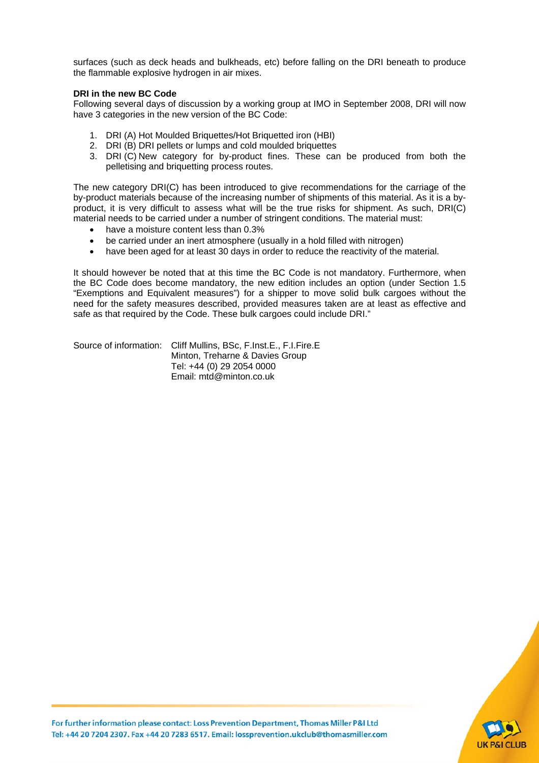surfaces (such as deck heads and bulkheads, etc) before falling on the DRI beneath to produce the flammable explosive hydrogen in air mixes.

**DRI in the new BC Code**

Following several days of discussion by a working group at IMO in September 2008, DRI will now have 3 categories in the new version of the BC Code:

1. DRI (A) Hot Moulded Briquettes/Hot Briquetted iron (HBI)
2. DRI (B) DRI pellets or lumps and cold moulded briquettes
3. DRI (C) New category for by-product fines. These can be produced from both the pelletising and briquetting process routes.

The new category DRI(C) has been introduced to give recommendations for the carriage of the by-product materials because of the increasing number of shipments of this material. As it is a by-product, it is very difficult to assess what will be the true risks for shipment. As such, DRI(C) material needs to be carried under a number of stringent conditions. The material must:

- have a moisture content less than 0.3%
- be carried under an inert atmosphere (usually in a hold filled with nitrogen)
- have been aged for at least 30 days in order to reduce the reactivity of the material.

It should however be noted that at this time the BC Code is not mandatory. Furthermore, when the BC Code does become mandatory, the new edition includes an option (under Section 1.5 "Exemptions and Equivalent measures") for a shipper to move solid bulk cargoes without the need for the safety measures described, provided measures taken are at least as effective and safe as that required by the Code. These bulk cargoes could include DRI."

Source of information: Cliff Mullins, BSc, F.Inst.E., F.I.Fire.E
Minton, Treharne & Davies Group
Tel: +44 (0) 29 2054 0000
Email: mtd@minton.co.uk

For further information please contact: Loss Prevention Department, Thomas Miller P&I Ltd
Tel: +44 20 7204 2307. Fax +44 20 7283 6517. Email: lossprevention.ukclub@thomasmiller.com